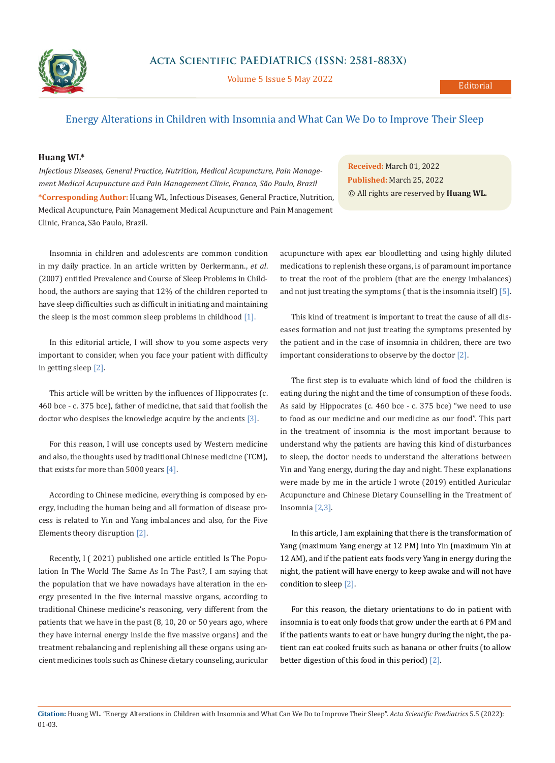# Energy Alterations in Children with Insomnia and What Can We Do to Improve Their Sleep

**Huang WL***

*Infectious Diseases, General Practice, Nutrition, Medical Acupuncture, Pain Management Medical Acupuncture and Pain Management Clinic, Franca, São Paulo, Brazil*

**\*Corresponding Author:** Huang WL, Infectious Diseases, General Practice, Nutrition, Medical Acupuncture, Pain Management Medical Acupuncture and Pain Management Clinic, Franca, São Paulo, Brazil.

**Received:** March 01, 2022
**Published:** March 25, 2022
© All rights are reserved by **Huang WL.**

Insomnia in children and adolescents are common condition in my daily practice. In an article written by Oerkermann., *et al*. (2007) entitled Prevalence and Course of Sleep Problems in Childhood, the authors are saying that 12% of the children reported to have sleep difficulties such as difficult in initiating and maintaining the sleep is the most common sleep problems in childhood [1].

In this editorial article, I will show to you some aspects very important to consider, when you face your patient with difficulty in getting sleep [2].

This article will be written by the influences of Hippocrates (c. 460 bce - c. 375 bce), father of medicine, that said that foolish the doctor who despises the knowledge acquire by the ancients [3].

For this reason, I will use concepts used by Western medicine and also, the thoughts used by traditional Chinese medicine (TCM), that exists for more than 5000 years [4].

According to Chinese medicine, everything is composed by energy, including the human being and all formation of disease process is related to Yin and Yang imbalances and also, for the Five Elements theory disruption [2].

Recently, I ( 2021) published one article entitled Is The Population In The World The Same As In The Past?, I am saying that the population that we have nowadays have alteration in the energy presented in the five internal massive organs, according to traditional Chinese medicine's reasoning, very different from the patients that we have in the past (8, 10, 20 or 50 years ago, where they have internal energy inside the five massive organs) and the treatment rebalancing and replenishing all these organs using ancient medicines tools such as Chinese dietary counseling, auricular acupuncture with apex ear bloodletting and using highly diluted medications to replenish these organs, is of paramount importance to treat the root of the problem (that are the energy imbalances) and not just treating the symptoms ( that is the insomnia itself) [5].

This kind of treatment is important to treat the cause of all diseases formation and not just treating the symptoms presented by the patient and in the case of insomnia in children, there are two important considerations to observe by the doctor [2].

The first step is to evaluate which kind of food the children is eating during the night and the time of consumption of these foods. As said by Hippocrates (c. 460 bce - c. 375 bce) "we need to use to food as our medicine and our medicine as our food". This part in the treatment of insomnia is the most important because to understand why the patients are having this kind of disturbances to sleep, the doctor needs to understand the alterations between Yin and Yang energy, during the day and night. These explanations were made by me in the article I wrote (2019) entitled Auricular Acupuncture and Chinese Dietary Counselling in the Treatment of Insomnia [2,3].

In this article, I am explaining that there is the transformation of Yang (maximum Yang energy at 12 PM) into Yin (maximum Yin at 12 AM), and if the patient eats foods very Yang in energy during the night, the patient will have energy to keep awake and will not have condition to sleep [2].

For this reason, the dietary orientations to do in patient with insomnia is to eat only foods that grow under the earth at 6 PM and if the patients wants to eat or have hungry during the night, the patient can eat cooked fruits such as banana or other fruits (to allow better digestion of this food in this period) [2].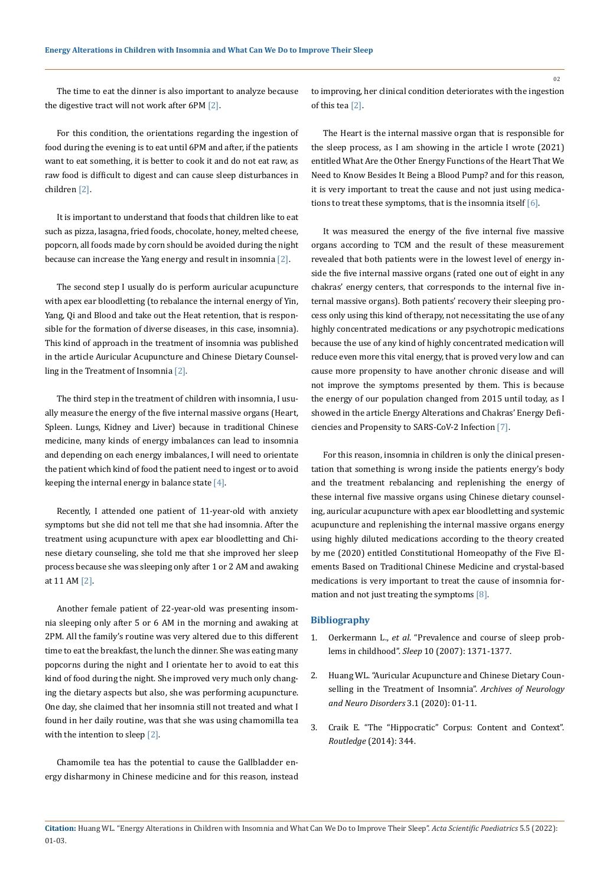The time to eat the dinner is also important to analyze because the digestive tract will not work after 6PM [2].

For this condition, the orientations regarding the ingestion of food during the evening is to eat until 6PM and after, if the patients want to eat something, it is better to cook it and do not eat raw, as raw food is difficult to digest and can cause sleep disturbances in children [2].

It is important to understand that foods that children like to eat such as pizza, lasagna, fried foods, chocolate, honey, melted cheese, popcorn, all foods made by corn should be avoided during the night because can increase the Yang energy and result in insomnia [2].

The second step I usually do is perform auricular acupuncture with apex ear bloodletting (to rebalance the internal energy of Yin, Yang, Qi and Blood and take out the Heat retention, that is responsible for the formation of diverse diseases, in this case, insomnia). This kind of approach in the treatment of insomnia was published in the article Auricular Acupuncture and Chinese Dietary Counselling in the Treatment of Insomnia [2].

The third step in the treatment of children with insomnia, I usually measure the energy of the five internal massive organs (Heart, Spleen. Lungs, Kidney and Liver) because in traditional Chinese medicine, many kinds of energy imbalances can lead to insomnia and depending on each energy imbalances, I will need to orientate the patient which kind of food the patient need to ingest or to avoid keeping the internal energy in balance state [4].

Recently, I attended one patient of 11-year-old with anxiety symptoms but she did not tell me that she had insomnia. After the treatment using acupuncture with apex ear bloodletting and Chinese dietary counseling, she told me that she improved her sleep process because she was sleeping only after 1 or 2 AM and awaking at 11 AM [2].

Another female patient of 22-year-old was presenting insomnia sleeping only after 5 or 6 AM in the morning and awaking at 2PM. All the family's routine was very altered due to this different time to eat the breakfast, the lunch the dinner. She was eating many popcorns during the night and I orientate her to avoid to eat this kind of food during the night. She improved very much only changing the dietary aspects but also, she was performing acupuncture. One day, she claimed that her insomnia still not treated and what I found in her daily routine, was that she was using chamomilla tea with the intention to sleep [2].

Chamomile tea has the potential to cause the Gallbladder energy disharmony in Chinese medicine and for this reason, instead to improving, her clinical condition deteriorates with the ingestion of this tea [2].

The Heart is the internal massive organ that is responsible for the sleep process, as I am showing in the article I wrote (2021) entitled What Are the Other Energy Functions of the Heart That We Need to Know Besides It Being a Blood Pump? and for this reason, it is very important to treat the cause and not just using medications to treat these symptoms, that is the insomnia itself [6].

It was measured the energy of the five internal five massive organs according to TCM and the result of these measurement revealed that both patients were in the lowest level of energy inside the five internal massive organs (rated one out of eight in any chakras' energy centers, that corresponds to the internal five internal massive organs). Both patients' recovery their sleeping process only using this kind of therapy, not necessitating the use of any highly concentrated medications or any psychotropic medications because the use of any kind of highly concentrated medication will reduce even more this vital energy, that is proved very low and can cause more propensity to have another chronic disease and will not improve the symptoms presented by them. This is because the energy of our population changed from 2015 until today, as I showed in the article Energy Alterations and Chakras' Energy Deficiencies and Propensity to SARS-CoV-2 Infection [7].

For this reason, insomnia in children is only the clinical presentation that something is wrong inside the patients energy's body and the treatment rebalancing and replenishing the energy of these internal five massive organs using Chinese dietary counseling, auricular acupuncture with apex ear bloodletting and systemic acupuncture and replenishing the internal massive organs energy using highly diluted medications according to the theory created by me (2020) entitled Constitutional Homeopathy of the Five Elements Based on Traditional Chinese Medicine and crystal-based medications is very important to treat the cause of insomnia formation and not just treating the symptoms [8].

## Bibliography

1. Oerkermann L., *et al*. "Prevalence and course of sleep problems in childhood". *Sleep* 10 (2007): 1371-1377.
2. Huang WL. "Auricular Acupuncture and Chinese Dietary Counselling in the Treatment of Insomnia". *Archives of Neurology and Neuro Disorders* 3.1 (2020): 01-11.
3. Craik E. "The "Hippocratic" Corpus: Content and Context". *Routledge* (2014): 344.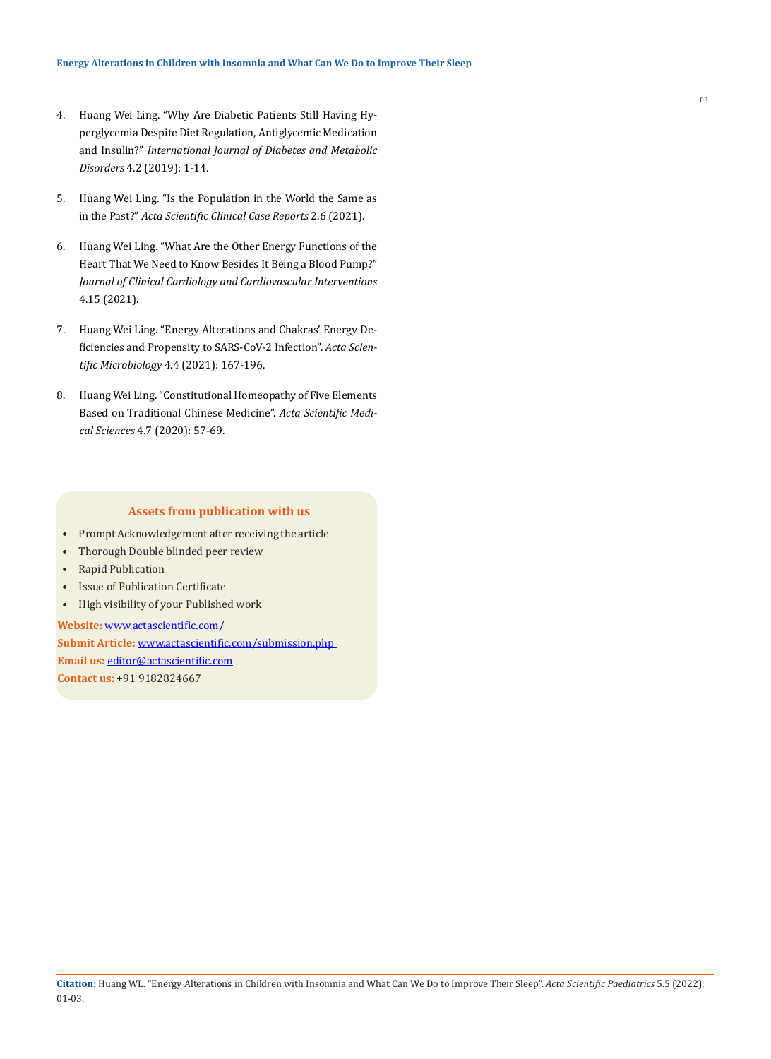4. Huang Wei Ling. "Why Are Diabetic Patients Still Having Hyperglycemia Despite Diet Regulation, Antiglycemic Medication and Insulin?" *International Journal of Diabetes and Metabolic Disorders* 4.2 (2019): 1-14.

5. Huang Wei Ling. "Is the Population in the World the Same as in the Past?" *Acta Scientific Clinical Case Reports* 2.6 (2021).

6. Huang Wei Ling. "What Are the Other Energy Functions of the Heart That We Need to Know Besides It Being a Blood Pump?" *Journal of Clinical Cardiology and Cardiovascular Interventions* 4.15 (2021).

7. Huang Wei Ling. "Energy Alterations and Chakras' Energy Deficiencies and Propensity to SARS-CoV-2 Infection". *Acta Scientific Microbiology* 4.4 (2021): 167-196.

8. Huang Wei Ling. "Constitutional Homeopathy of Five Elements Based on Traditional Chinese Medicine". *Acta Scientific Medical Sciences* 4.7 (2020): 57-69.

### Assets from publication with us

- Prompt Acknowledgement after receiving the article
- Thorough Double blinded peer review
- Rapid Publication
- Issue of Publication Certificate
- High visibility of your Published work

**Website:** www.actascientific.com/
**Submit Article:** www.actascientific.com/submission.php
**Email us:** editor@actascientific.com
**Contact us:** +91 9182824667